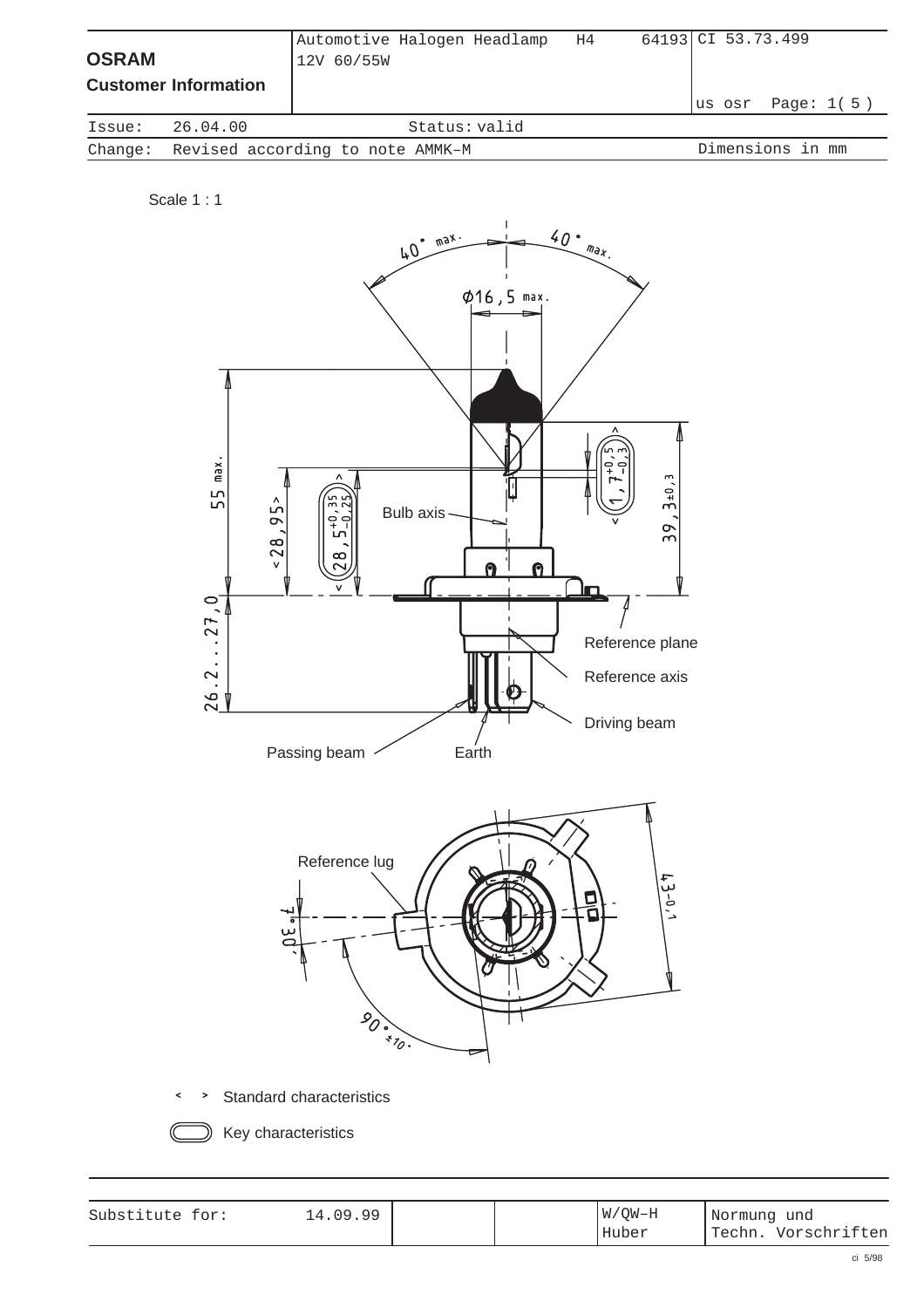| OSRAM Customer Information | Automotive Halogen Headlamp H4 12V 60/55W | 64193 | CI 53.73.499 us osr |
| --- | --- | --- | --- |
| Issue: 26.04.00 | Status: valid | | |
| Change: Revised according to note AMMK–M | | | Dimensions in mm |

Scale 1 : 1

40° max. 40° max.

Ø16,5 max.

55 max.

<28,95>

$28,5^{+0,35}_{-0,25}$

$1,7^{+0,5}_{-0,3}$

39,3±0,3

26.2...27,0

Bulb axis

Reference plane

Reference axis

Driving beam

Passing beam

Earth

Reference lug

$43_{-0,1}$

7°30'

90°±10'

< > Standard characteristics

Key characteristics

| Substitute for: | 14.09.99 | | | W/QW–H Huber | Normung und Techn. Vorschriften |
| --- | --- | --- | --- | --- | --- |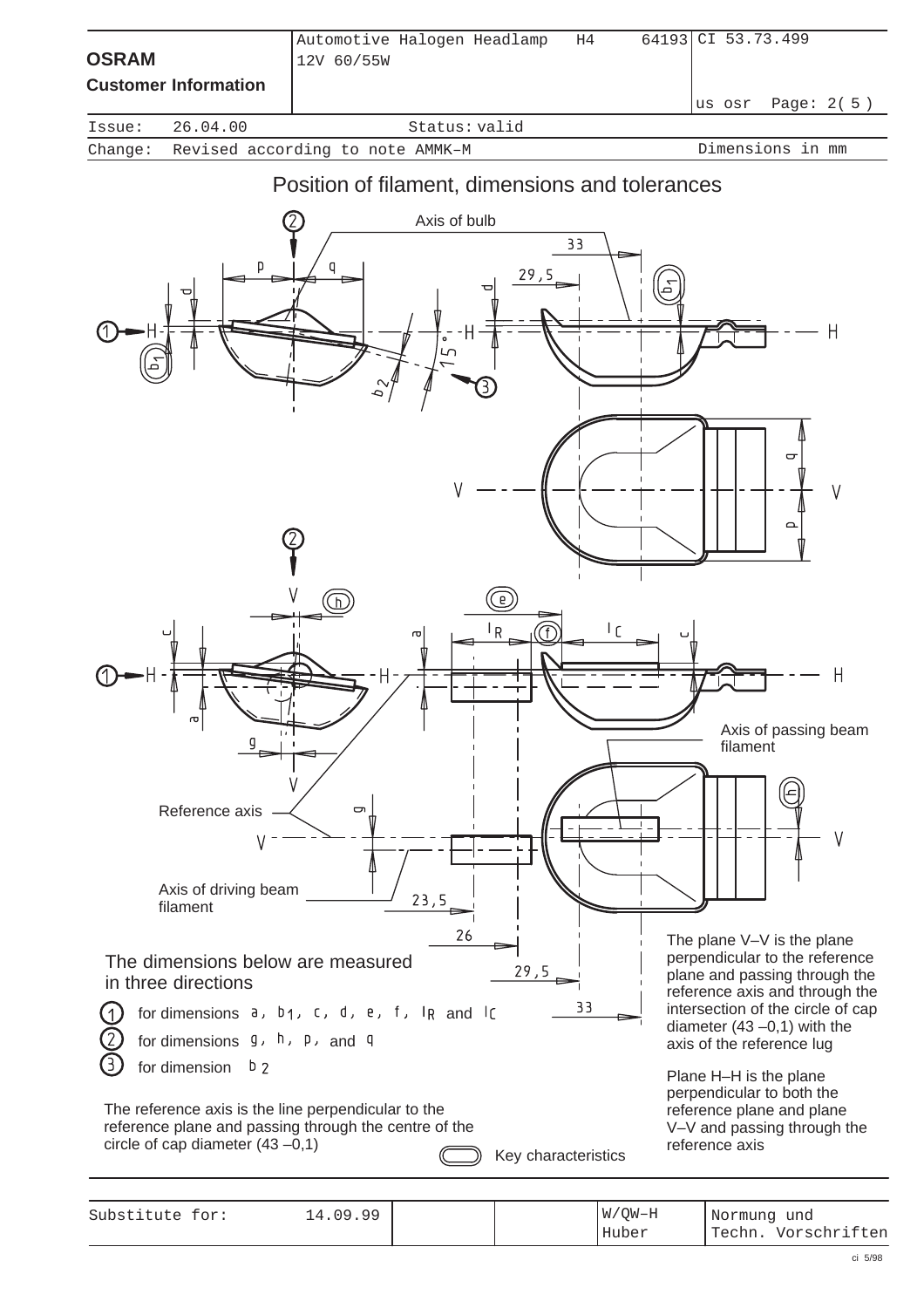| OSRAM Customer Information | Automotive Halogen Headlamp H4 64193 12V 60/55W | CI 53.73.499 us osr Page: 2( 5 ) |
|---|---|---|

Issue: 26.04.00 Status: valid

Change: Revised according to note AMMK–M Dimensions in mm

# Position of filament, dimensions and tolerances

Axis of bulb

Axis of passing beam filament

Reference axis

Axis of driving beam filament

The dimensions below are measured in three directions

1. for dimensions a, $b_1$, c, d, e, f, $l_R$ and $l_C$
2. for dimensions g, h, p, and q
3. for dimension $b_2$

The reference axis is the line perpendicular to the reference plane and passing through the centre of the circle of cap diameter (43 –0,1)

Key characteristics

The plane V–V is the plane perpendicular to the reference plane and passing through the reference axis and through the intersection of the circle of cap diameter (43 –0,1) with the axis of the reference lug

Plane H–H is the plane perpendicular to both the reference plane and plane V–V and passing through the reference axis

| Substitute for: | 14.09.99 | | | W/QW–H Huber | Normung und Techn. Vorschriften |
|---|---|---|---|---|---|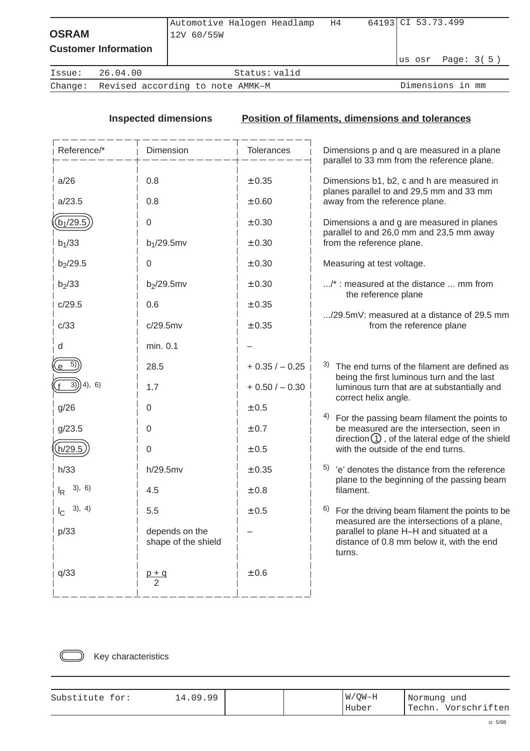| | Automotive Halogen Headlamp H4 64193 | CI 53.73.499 |
|---|---|---|
| **OSRAM** | 12V 60/55W | |
| **Customer Information** | | us osr Page: 3( 5 ) |

Issue: 26.04.00 Status: valid

Change: Revised according to note AMMK–M Dimensions in mm

**Inspected dimensions**

| Reference/* | Dimension | Tolerances |
|---|---|---|
| a/26 | 0.8 | ± 0.35 |
| a/23.5 | 0.8 | ± 0.60 |
| $b_1$/29.5 (key characteristic) | 0 | ± 0.30 |
| $b_1$/33 | $b_1$/29.5mv | ± 0.30 |
| $b_2$/29.5 | 0 | ± 0.30 |
| $b_2$/33 | $b_2$/29.5mv | ± 0.30 |
| c/29.5 | 0.6 | ± 0.35 |
| c/33 | c/29.5mv | ± 0.35 |
| d | min. 0.1 | – |
| e [5] (key characteristic) | 28.5 | + 0.35 / – 0.25 |
| f [3], [4], [6] (key characteristic) | 1.7 | + 0.50 / – 0.30 |
| g/26 | 0 | ± 0.5 |
| g/23.5 | 0 | ± 0.7 |
| h/29.5 (key characteristic) | 0 | ± 0.5 |
| h/33 | h/29.5mv | ± 0.35 |
| $l_R$ [3], [6] | 4.5 | ± 0.8 |
| $l_C$ [3], [4] | 5.5 | ± 0.5 |
| p/33 | depends on the shape of the shield | – |
| q/33 | $\frac{p + q}{2}$ | ± 0.6 |

**Position of filaments, dimensions and tolerances**

Dimensions p and q are measured in a plane parallel to 33 mm from the reference plane.

Dimensions b1, b2, c and h are measured in planes parallel to and 29,5 mm and 33 mm away from the reference plane.

Dimensions a and g are measured in planes parallel to and 26,0 mm and 23,5 mm away from the reference plane.

Measuring at test voltage.

.../* : measured at the distance ... mm from the reference plane

.../29.5mV: measured at a distance of 29.5 mm from the reference plane

[3] The end turns of the filament are defined as being the first luminous turn and the last luminous turn that are at substantially and correct helix angle.

[4] For the passing beam filament the points to be measured are the intersection, seen in direction ①, of the lateral edge of the shield with the outside of the end turns.

[5] 'e' denotes the distance from the reference plane to the beginning of the passing beam filament.

[6] For the driving beam filament the points to be measured are the intersections of a plane, parallel to plane H–H and situated at a distance of 0.8 mm below it, with the end turns.

(rounded box symbol) Key characteristics

| Substitute for: | 14.09.99 | | | W/QW–H Huber | Normung und Techn. Vorschriften |
|---|---|---|---|---|---|

ci 5/98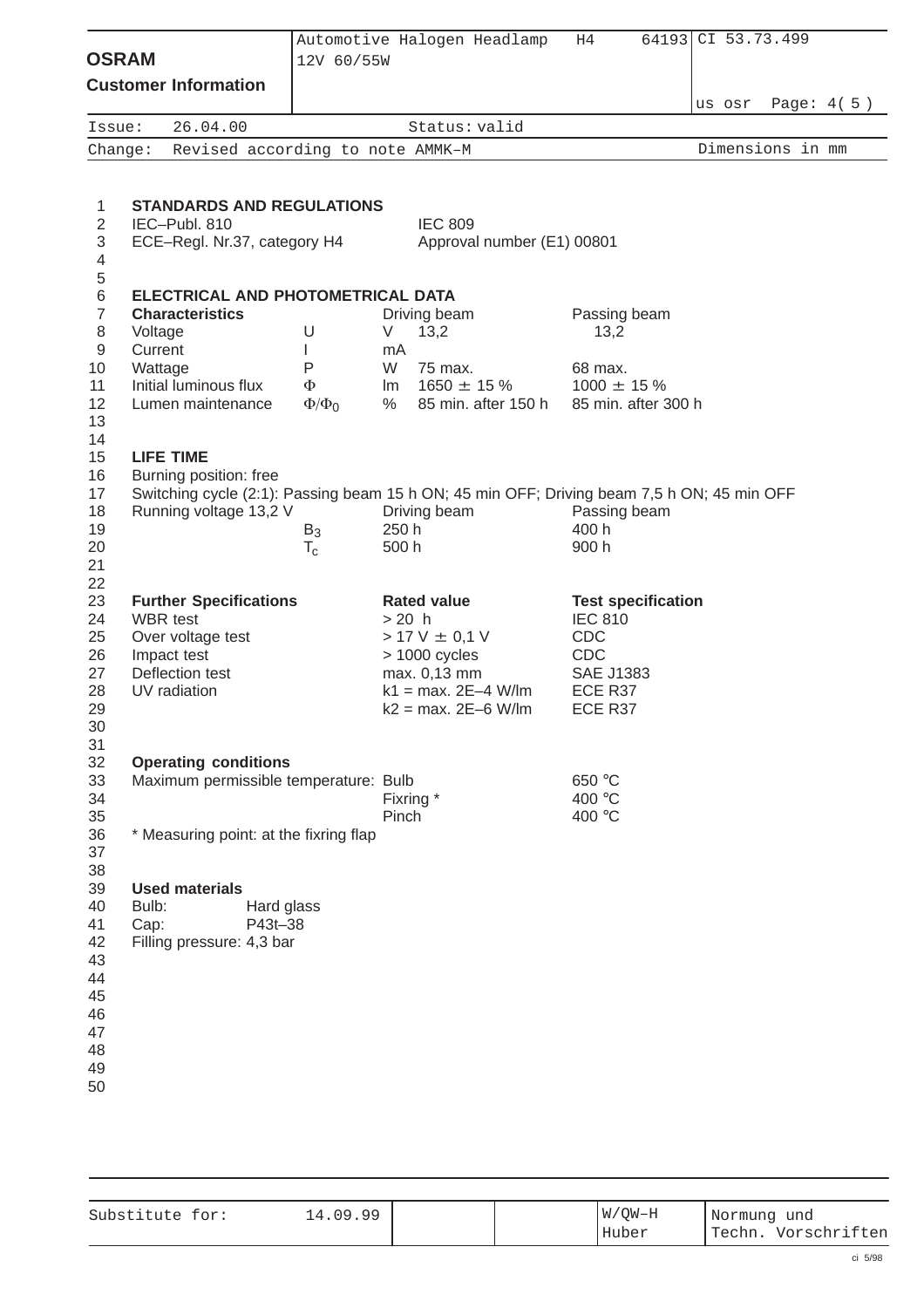OSRAM
**Customer Information**

Automotive Halogen Headlamp H4 64193 12V 60/55W — CI 53.73.499

| Issue: 26.04.00 | Status: valid | |
|---|---|---|
| Change: Revised according to note AMMK–M | | Dimensions in mm |

## STANDARDS AND REGULATIONS

| | |
|---|---|
| IEC–Publ. 810 | IEC 809 |
| ECE–Regl. Nr.37, category H4 | Approval number (E1) 00801 |

## ELECTRICAL AND PHOTOMETRICAL DATA

| Characteristics | | | Driving beam | Passing beam |
|---|---|---|---|---|
| Voltage | U | V | 13,2 | 13,2 |
| Current | I | mA | | |
| Wattage | P | W | 75 max. | 68 max. |
| Initial luminous flux | $\Phi$ | lm | 1650 ± 15 % | 1000 ± 15 % |
| Lumen maintenance | $\Phi/\Phi_0$ | % | 85 min. after 150 h | 85 min. after 300 h |

## LIFE TIME

Burning position: free

Switching cycle (2:1): Passing beam 15 h ON; 45 min OFF; Driving beam 7,5 h ON; 45 min OFF

| Running voltage 13,2 V | | Driving beam | Passing beam |
|---|---|---|---|
| | $B_3$ | 250 h | 400 h |
| | $T_c$ | 500 h | 900 h |

| **Further Specifications** | **Rated value** | **Test specification** |
|---|---|---|
| WBR test | > 20 h | IEC 810 |
| Over voltage test | > 17 V ± 0,1 V | CDC |
| Impact test | > 1000 cycles | CDC |
| Deflection test | max. 0,13 mm | SAE J1383 |
| UV radiation | k1 = max. 2E–4 W/lm | ECE R37 |
| | k2 = max. 2E–6 W/lm | ECE R37 |

**Operating conditions**

| Maximum permissible temperature: | Bulb | 650 °C |
|---|---|---|
| | Fixring * | 400 °C |
| | Pinch | 400 °C |

* Measuring point: at the fixring flap

**Used materials**

Bulb: Hard glass
Cap: P43t–38
Filling pressure: 4,3 bar

| Substitute for: | 14.09.99 | | | W/QW–H Huber | Normung und Techn. Vorschriften |
|---|---|---|---|---|---|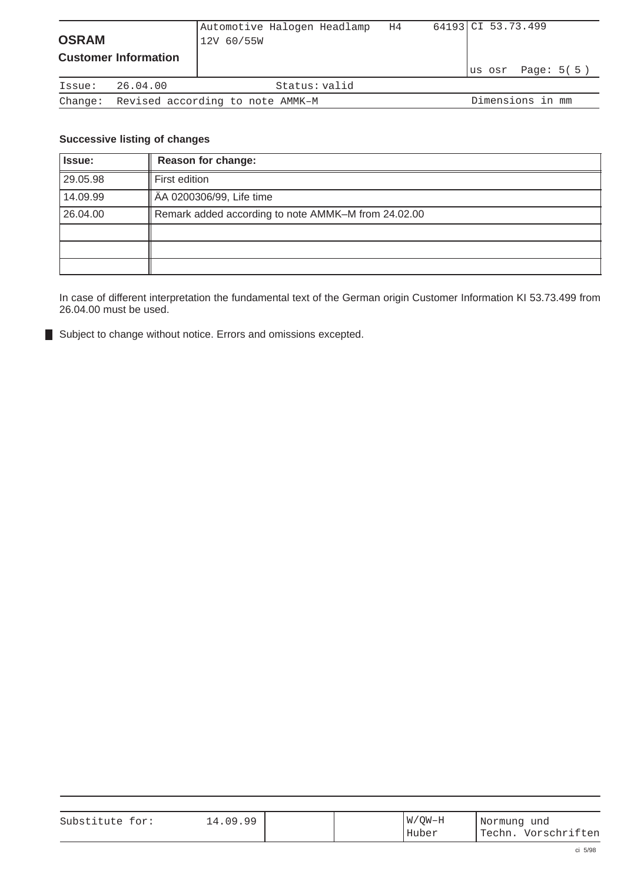## Successive listing of changes

| Issue: | Reason for change: |
|---|---|
| 29.05.98 | First edition |
| 14.09.99 | ÄA 0200306/99, Life time |
| 26.04.00 | Remark added according to note AMMK–M from 24.02.00 |
| | |
| | |
| | |

In case of different interpretation the fundamental text of the German origin Customer Information KI 53.73.499 from 26.04.00 must be used.

Subject to change without notice. Errors and omissions excepted.

| Substitute for: | 14.09.99 | | | W/QW–H Huber | Normung und Techn. Vorschriften |
|---|---|---|---|---|---|